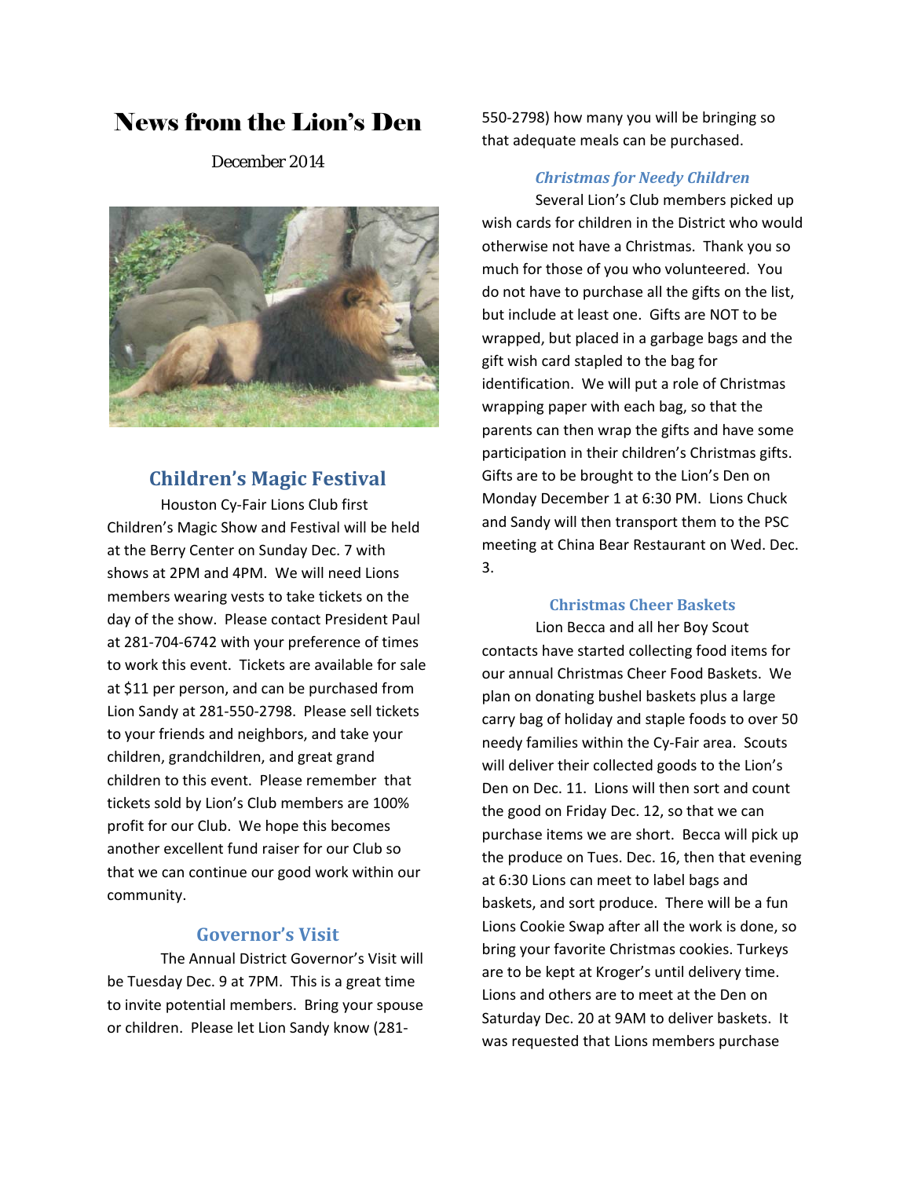# News from the Lion's Den

December 2014

## Children's Magic Festival

Houston Cy-Fair Lions Club first Children's Magic Show and Festival will be held at the Berry Center on Sunday Dec. 7 with shows at 2PM and 4PM. We will need Lions members wearing vests to take tickets on the day of the show. Please contact President Paul at 281-704-6742 with your preference of times to work this event. Tickets are available for sale at $11 per person, and can be purchased from Lion Sandy at 281-550-2798. Please sell tickets to your friends and neighbors, and take your children, grandchildren, and great grand children to this event. Please remember that tickets sold by Lion's Club members are 100% profit for our Club. We hope this becomes another excellent fund raiser for our Club so that we can continue our good work within our community.

## Governor's Visit

The Annual District Governor's Visit will be Tuesday Dec. 9 at 7PM. This is a great time to invite potential members. Bring your spouse or children. Please let Lion Sandy know (281-550-2798) how many you will be bringing so that adequate meals can be purchased.

## *Christmas for Needy Children*

Several Lion's Club members picked up wish cards for children in the District who would otherwise not have a Christmas. Thank you so much for those of you who volunteered. You do not have to purchase all the gifts on the list, but include at least one. Gifts are NOT to be wrapped, but placed in a garbage bags and the gift wish card stapled to the bag for identification. We will put a role of Christmas wrapping paper with each bag, so that the parents can then wrap the gifts and have some participation in their children's Christmas gifts. Gifts are to be brought to the Lion's Den on Monday December 1 at 6:30 PM. Lions Chuck and Sandy will then transport them to the PSC meeting at China Bear Restaurant on Wed. Dec. 3.

## Christmas Cheer Baskets

Lion Becca and all her Boy Scout contacts have started collecting food items for our annual Christmas Cheer Food Baskets. We plan on donating bushel baskets plus a large carry bag of holiday and staple foods to over 50 needy families within the Cy-Fair area. Scouts will deliver their collected goods to the Lion's Den on Dec. 11. Lions will then sort and count the good on Friday Dec. 12, so that we can purchase items we are short. Becca will pick up the produce on Tues. Dec. 16, then that evening at 6:30 Lions can meet to label bags and baskets, and sort produce. There will be a fun Lions Cookie Swap after all the work is done, so bring your favorite Christmas cookies. Turkeys are to be kept at Kroger's until delivery time. Lions and others are to meet at the Den on Saturday Dec. 20 at 9AM to deliver baskets. It was requested that Lions members purchase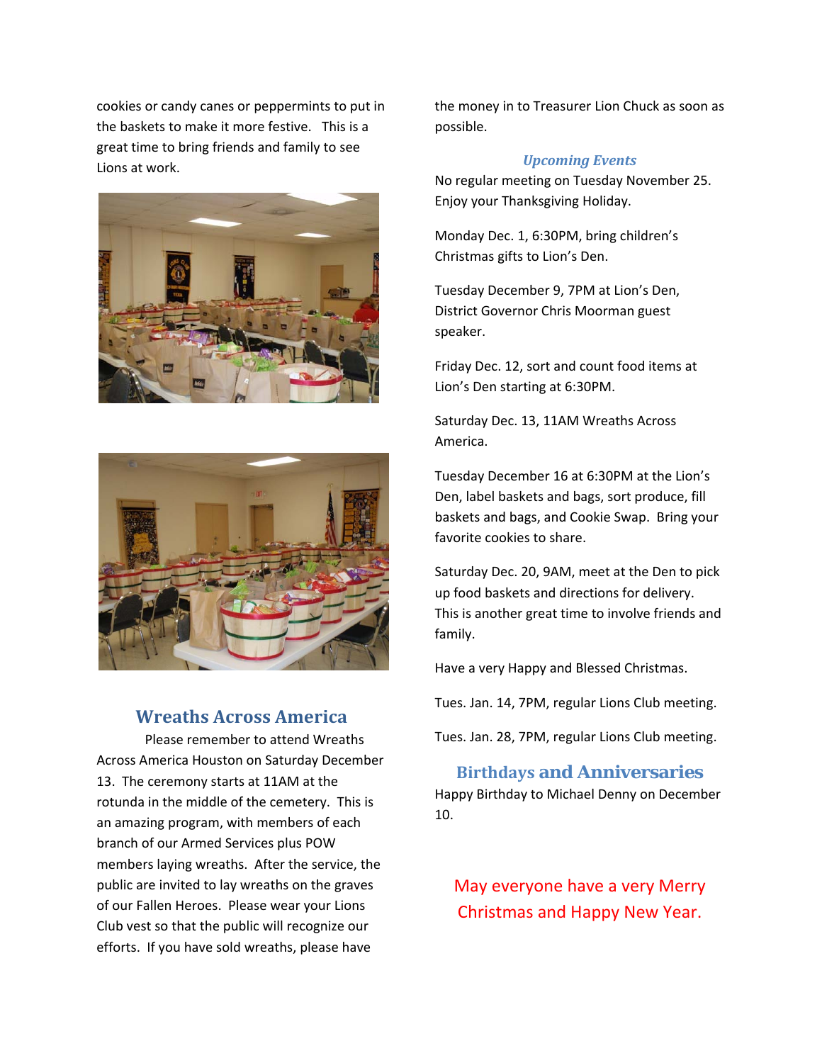cookies or candy canes or peppermints to put in the baskets to make it more festive. This is a great time to bring friends and family to see Lions at work.

## Wreaths Across America

Please remember to attend Wreaths Across America Houston on Saturday December 13. The ceremony starts at 11AM at the rotunda in the middle of the cemetery. This is an amazing program, with members of each branch of our Armed Services plus POW members laying wreaths. After the service, the public are invited to lay wreaths on the graves of our Fallen Heroes. Please wear your Lions Club vest so that the public will recognize our efforts. If you have sold wreaths, please have the money in to Treasurer Lion Chuck as soon as possible.

### *Upcoming Events*

No regular meeting on Tuesday November 25. Enjoy your Thanksgiving Holiday.

Monday Dec. 1, 6:30PM, bring children's Christmas gifts to Lion's Den.

Tuesday December 9, 7PM at Lion's Den, District Governor Chris Moorman guest speaker.

Friday Dec. 12, sort and count food items at Lion's Den starting at 6:30PM.

Saturday Dec. 13, 11AM Wreaths Across America.

Tuesday December 16 at 6:30PM at the Lion's Den, label baskets and bags, sort produce, fill baskets and bags, and Cookie Swap. Bring your favorite cookies to share.

Saturday Dec. 20, 9AM, meet at the Den to pick up food baskets and directions for delivery. This is another great time to involve friends and family.

Have a very Happy and Blessed Christmas.

Tues. Jan. 14, 7PM, regular Lions Club meeting.

Tues. Jan. 28, 7PM, regular Lions Club meeting.

## Birthdays and Anniversaries

Happy Birthday to Michael Denny on December 10.

May everyone have a very Merry Christmas and Happy New Year.